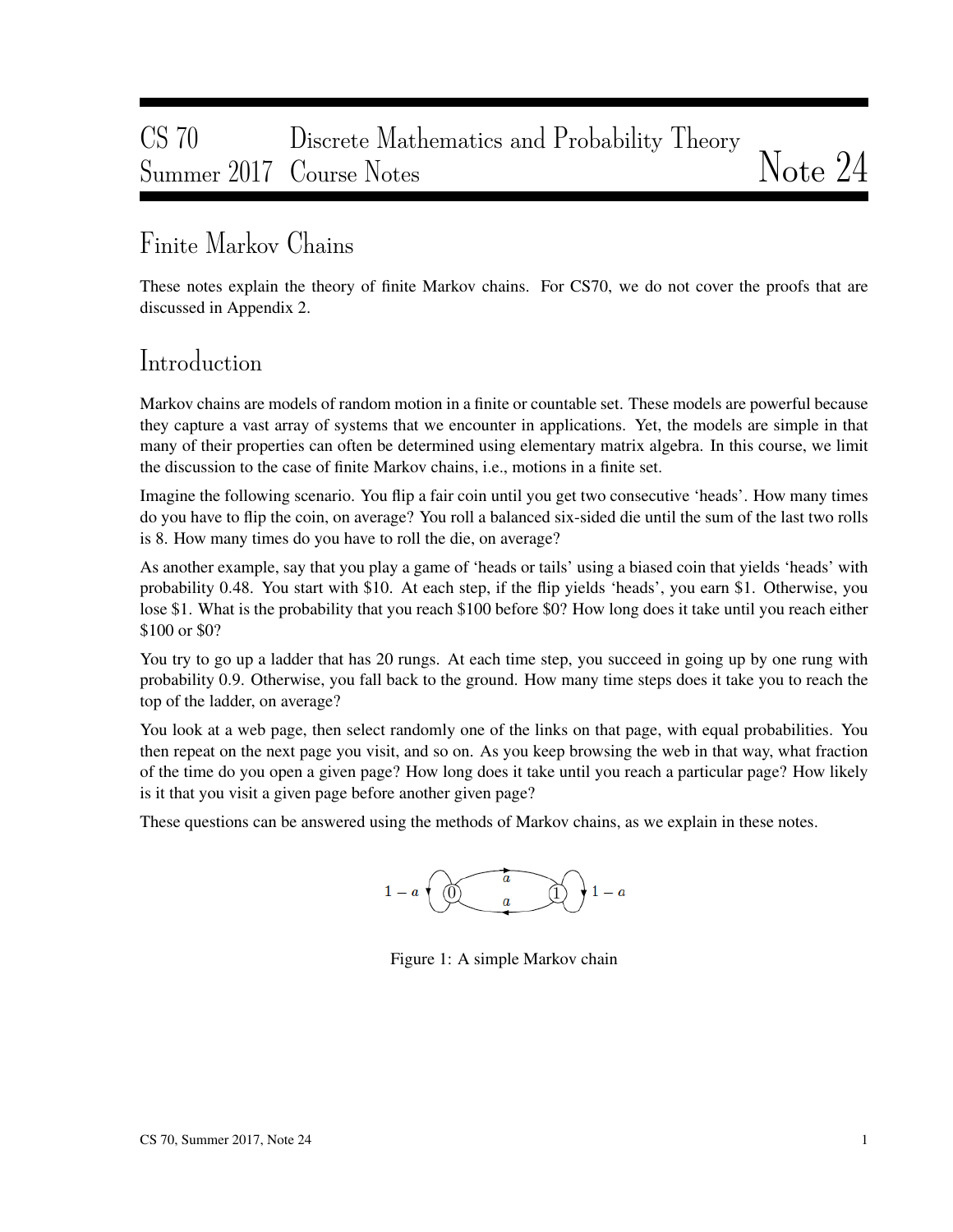# CS 70 Discrete Mathematics and Probability Theory
# Summer 2017 Course Notes — Note 24

## Finite Markov Chains

These notes explain the theory of finite Markov chains. For CS70, we do not cover the proofs that are discussed in Appendix 2.

## Introduction

Markov chains are models of random motion in a finite or countable set. These models are powerful because they capture a vast array of systems that we encounter in applications. Yet, the models are simple in that many of their properties can often be determined using elementary matrix algebra. In this course, we limit the discussion to the case of finite Markov chains, i.e., motions in a finite set.

Imagine the following scenario. You flip a fair coin until you get two consecutive 'heads'. How many times do you have to flip the coin, on average? You roll a balanced six-sided die until the sum of the last two rolls is 8. How many times do you have to roll the die, on average?

As another example, say that you play a game of 'heads or tails' using a biased coin that yields 'heads' with probability 0.48. You start with $10. At each step, if the flip yields 'heads', you earn $1. Otherwise, you lose $1. What is the probability that you reach $100 before $0? How long does it take until you reach either $100 or $0?

You try to go up a ladder that has 20 rungs. At each time step, you succeed in going up by one rung with probability 0.9. Otherwise, you fall back to the ground. How many time steps does it take you to reach the top of the ladder, on average?

You look at a web page, then select randomly one of the links on that page, with equal probabilities. You then repeat on the next page you visit, and so on. As you keep browsing the web in that way, what fraction of the time do you open a given page? How long does it take until you reach a particular page? How likely is it that you visit a given page before another given page?

These questions can be answered using the methods of Markov chains, as we explain in these notes.

$1-a$ (0) $a$ $a$ (1) $1-a$

Figure 1: A simple Markov chain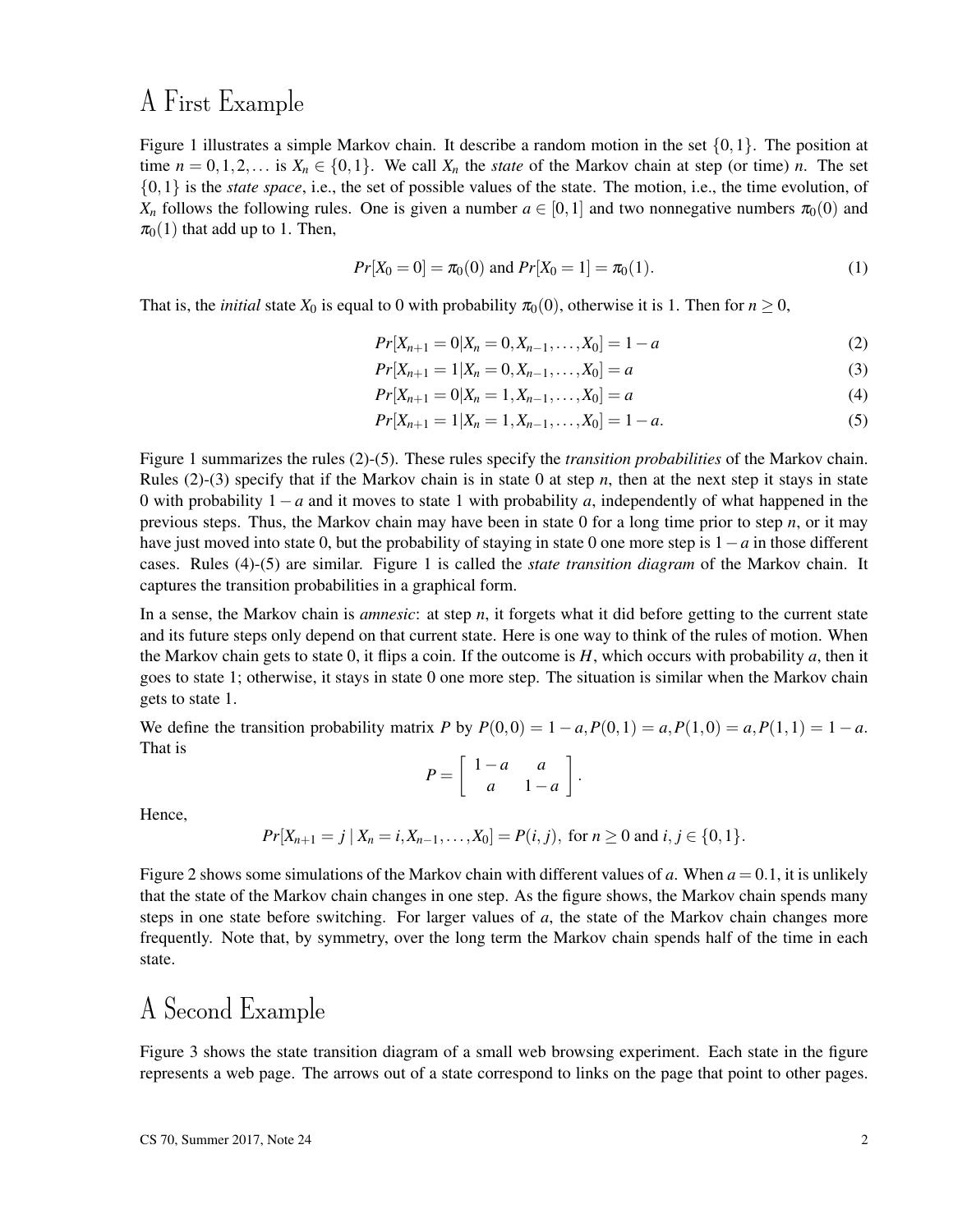# A First Example

Figure 1 illustrates a simple Markov chain. It describe a random motion in the set $\{0,1\}$. The position at time $n = 0,1,2,\ldots$ is $X_n \in \{0,1\}$. We call $X_n$ the *state* of the Markov chain at step (or time) $n$. The set $\{0,1\}$ is the *state space*, i.e., the set of possible values of the state. The motion, i.e., the time evolution, of $X_n$ follows the following rules. One is given a number $a \in [0,1]$ and two nonnegative numbers $\pi_0(0)$ and $\pi_0(1)$ that add up to 1. Then,

$$Pr[X_0 = 0] = \pi_0(0) \text{ and } Pr[X_0 = 1] = \pi_0(1). \tag{1}$$

That is, the *initial* state $X_0$ is equal to 0 with probability $\pi_0(0)$, otherwise it is 1. Then for $n \geq 0$,

$$Pr[X_{n+1} = 0 | X_n = 0, X_{n-1}, \ldots, X_0] = 1 - a \tag{2}$$

$$Pr[X_{n+1} = 1 | X_n = 0, X_{n-1}, \ldots, X_0] = a \tag{3}$$

$$Pr[X_{n+1} = 0 | X_n = 1, X_{n-1}, \ldots, X_0] = a \tag{4}$$

$$Pr[X_{n+1} = 1 | X_n = 1, X_{n-1}, \ldots, X_0] = 1 - a. \tag{5}$$

Figure 1 summarizes the rules (2)-(5). These rules specify the *transition probabilities* of the Markov chain. Rules (2)-(3) specify that if the Markov chain is in state 0 at step $n$, then at the next step it stays in state 0 with probability $1-a$ and it moves to state 1 with probability $a$, independently of what happened in the previous steps. Thus, the Markov chain may have been in state 0 for a long time prior to step $n$, or it may have just moved into state 0, but the probability of staying in state 0 one more step is $1-a$ in those different cases. Rules (4)-(5) are similar. Figure 1 is called the *state transition diagram* of the Markov chain. It captures the transition probabilities in a graphical form.

In a sense, the Markov chain is *amnesic*: at step $n$, it forgets what it did before getting to the current state and its future steps only depend on that current state. Here is one way to think of the rules of motion. When the Markov chain gets to state 0, it flips a coin. If the outcome is $H$, which occurs with probability $a$, then it goes to state 1; otherwise, it stays in state 0 one more step. The situation is similar when the Markov chain gets to state 1.

We define the transition probability matrix $P$ by $P(0,0) = 1-a, P(0,1) = a, P(1,0) = a, P(1,1) = 1-a$. That is

$$P = \begin{bmatrix} 1-a & a \\ a & 1-a \end{bmatrix}.$$

Hence,

$$Pr[X_{n+1} = j \mid X_n = i, X_{n-1}, \ldots, X_0] = P(i,j), \text{ for } n \geq 0 \text{ and } i,j \in \{0,1\}.$$

Figure 2 shows some simulations of the Markov chain with different values of $a$. When $a = 0.1$, it is unlikely that the state of the Markov chain changes in one step. As the figure shows, the Markov chain spends many steps in one state before switching. For larger values of $a$, the state of the Markov chain changes more frequently. Note that, by symmetry, over the long term the Markov chain spends half of the time in each state.

# A Second Example

Figure 3 shows the state transition diagram of a small web browsing experiment. Each state in the figure represents a web page. The arrows out of a state correspond to links on the page that point to other pages.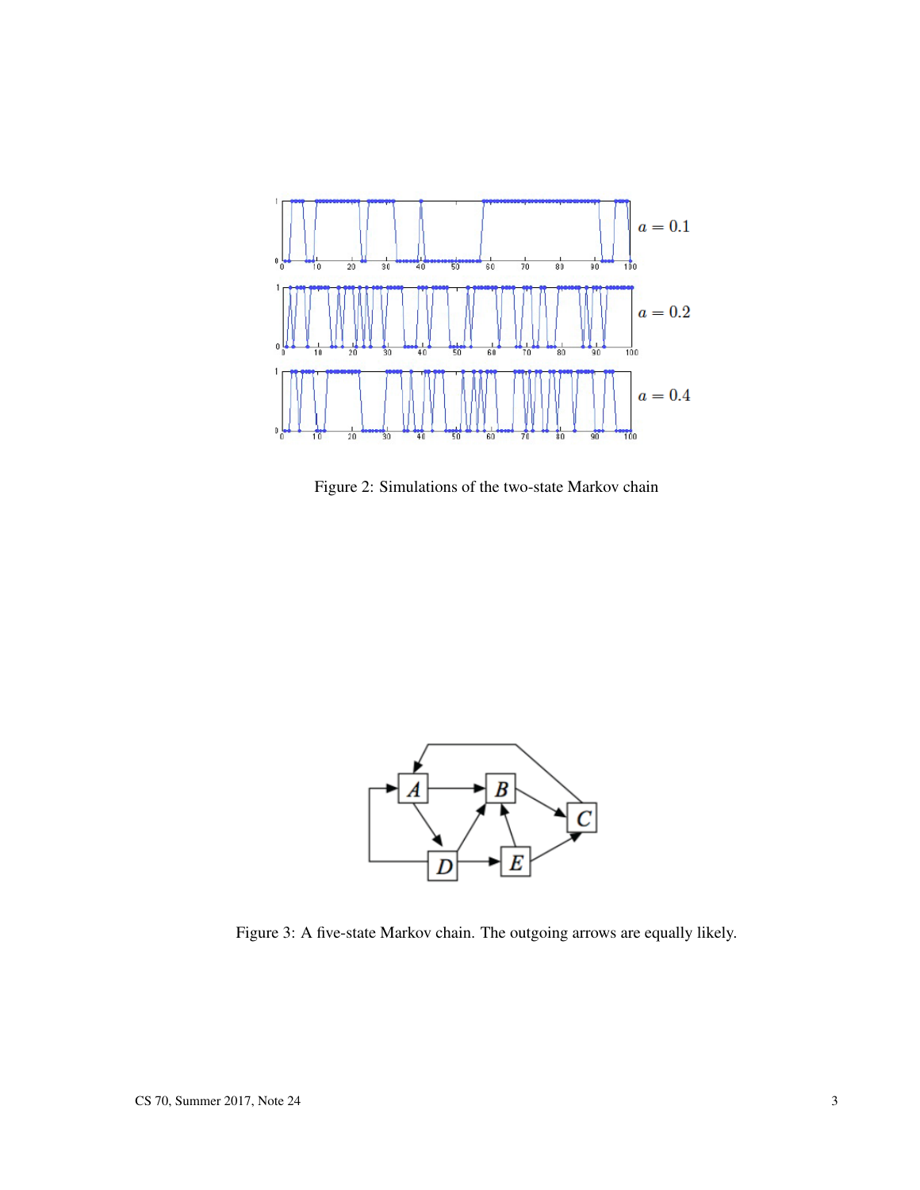Figure 2: Simulations of the two-state Markov chain

Figure 3: A five-state Markov chain. The outgoing arrows are equally likely.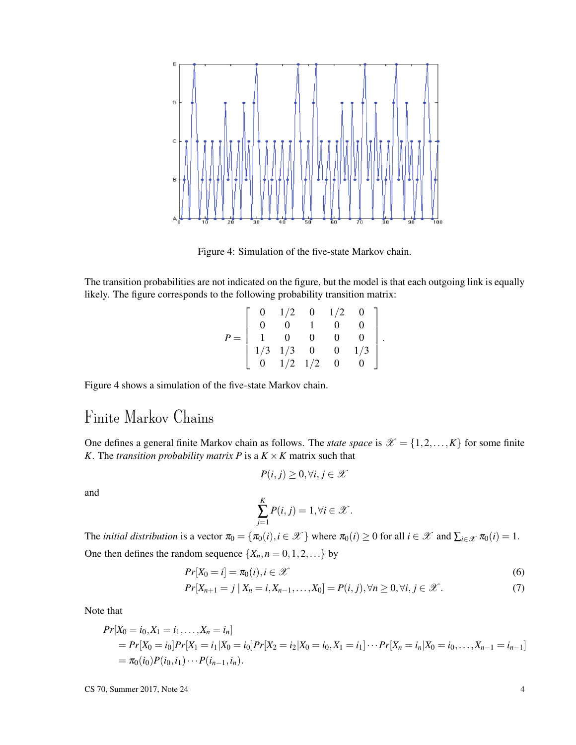Figure 4: Simulation of the five-state Markov chain.

The transition probabilities are not indicated on the figure, but the model is that each outgoing link is equally likely. The figure corresponds to the following probability transition matrix:

$$P = \begin{bmatrix} 0 & 1/2 & 0 & 1/2 & 0 \\ 0 & 0 & 1 & 0 & 0 \\ 1 & 0 & 0 & 0 & 0 \\ 1/3 & 1/3 & 0 & 0 & 1/3 \\ 0 & 1/2 & 1/2 & 0 & 0 \end{bmatrix}.$$

Figure 4 shows a simulation of the five-state Markov chain.

# Finite Markov Chains

One defines a general finite Markov chain as follows. The *state space* is $\mathscr{X} = \{1, 2, \ldots, K\}$ for some finite $K$. The *transition probability matrix* $P$ is a $K \times K$ matrix such that

$$P(i, j) \geq 0, \forall i, j \in \mathscr{X}$$

and

$$\sum_{j=1}^{K} P(i, j) = 1, \forall i \in \mathscr{X}.$$

The *initial distribution* is a vector $\pi_0 = \{\pi_0(i), i \in \mathscr{X}\}$ where $\pi_0(i) \geq 0$ for all $i \in \mathscr{X}$ and $\sum_{i \in \mathscr{X}} \pi_0(i) = 1$.

One then defines the random sequence $\{X_n, n = 0, 1, 2, \ldots\}$ by

$$Pr[X_0 = i] = \pi_0(i), i \in \mathscr{X} \tag{6}$$

$$Pr[X_{n+1} = j \mid X_n = i, X_{n-1}, \ldots, X_0] = P(i, j), \forall n \geq 0, \forall i, j \in \mathscr{X}. \tag{7}$$

Note that

$$\begin{aligned}
&Pr[X_0 = i_0, X_1 = i_1, \ldots, X_n = i_n] \\
&= Pr[X_0 = i_0] Pr[X_1 = i_1 | X_0 = i_0] Pr[X_2 = i_2 | X_0 = i_0, X_1 = i_1] \cdots Pr[X_n = i_n | X_0 = i_0, \ldots, X_{n-1} = i_{n-1}] \\
&= \pi_0(i_0) P(i_0, i_1) \cdots P(i_{n-1}, i_n).
\end{aligned}$$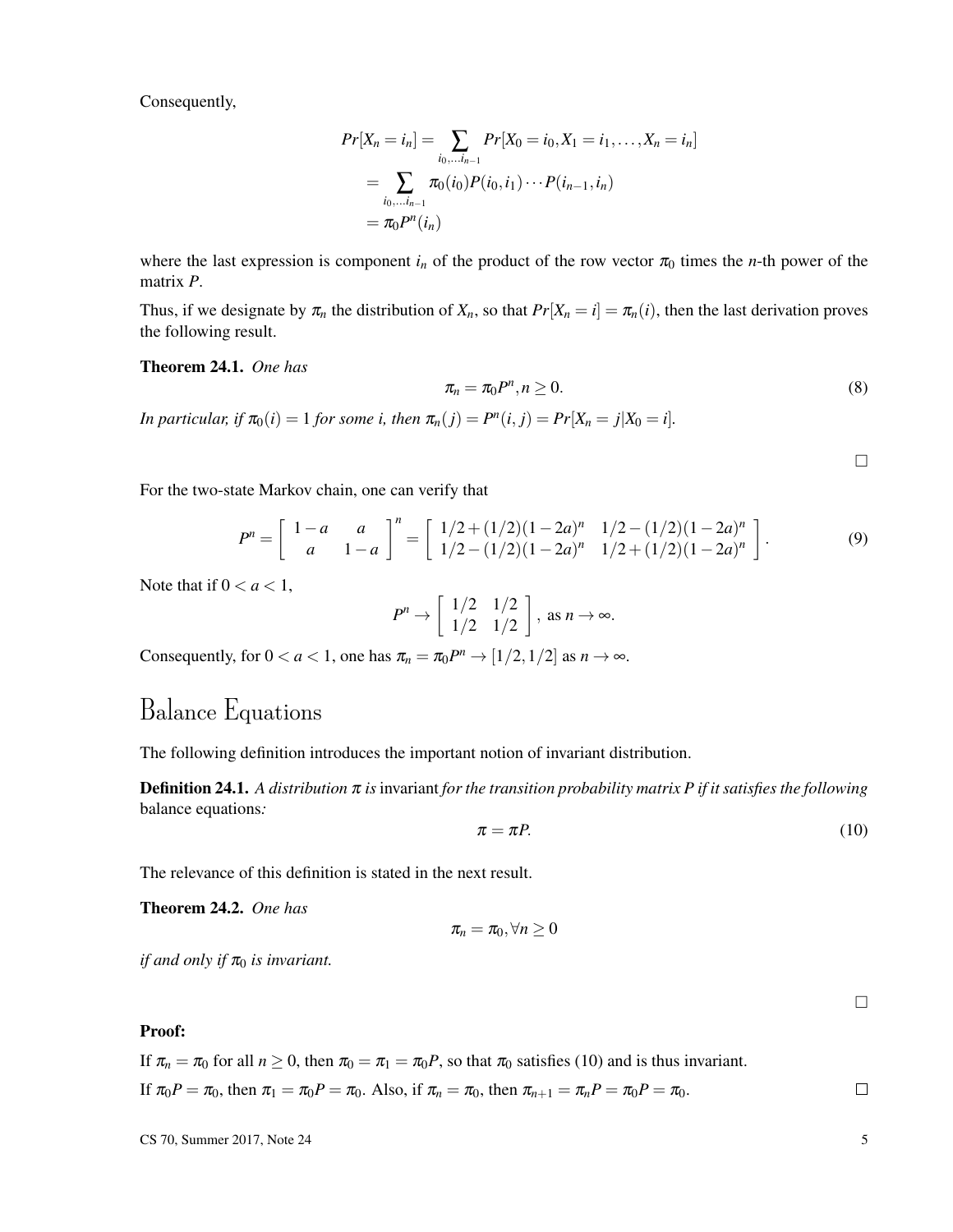Consequently,

$$
\begin{aligned}
Pr[X_n = i_n] &= \sum_{i_0,\dots i_{n-1}} Pr[X_0 = i_0, X_1 = i_1, \dots, X_n = i_n] \\
&= \sum_{i_0,\dots i_{n-1}} \pi_0(i_0) P(i_0, i_1) \cdots P(i_{n-1}, i_n) \\
&= \pi_0 P^n(i_n)
\end{aligned}
$$

where the last expression is component $i_n$ of the product of the row vector $\pi_0$ times the $n$-th power of the matrix $P$.

Thus, if we designate by $\pi_n$ the distribution of $X_n$, so that $Pr[X_n = i] = \pi_n(i)$, then the last derivation proves the following result.

**Theorem 24.1.** *One has*

$$
\pi_n = \pi_0 P^n, n \geq 0. \tag{8}
$$

*In particular, if $\pi_0(i) = 1$ for some $i$, then $\pi_n(j) = P^n(i, j) = Pr[X_n = j | X_0 = i]$.*

□

For the two-state Markov chain, one can verify that

$$
P^n = \begin{bmatrix} 1-a & a \\ a & 1-a \end{bmatrix}^n = \begin{bmatrix} 1/2 + (1/2)(1-2a)^n & 1/2 - (1/2)(1-2a)^n \\ 1/2 - (1/2)(1-2a)^n & 1/2 + (1/2)(1-2a)^n \end{bmatrix}. \tag{9}
$$

Note that if $0 < a < 1$,

$$
P^n \to \begin{bmatrix} 1/2 & 1/2 \\ 1/2 & 1/2 \end{bmatrix}, \text{ as } n \to \infty.
$$

Consequently, for $0 < a < 1$, one has $\pi_n = \pi_0 P^n \to [1/2, 1/2]$ as $n \to \infty$.

# Balance Equations

The following definition introduces the important notion of invariant distribution.

**Definition 24.1.** *A distribution $\pi$ is* invariant *for the transition probability matrix $P$ if it satisfies the following* balance equations*:*

$$
\pi = \pi P. \tag{10}
$$

The relevance of this definition is stated in the next result.

**Theorem 24.2.** *One has*

$$
\pi_n = \pi_0, \forall n \geq 0
$$

*if and only if $\pi_0$ is invariant.*

□

**Proof:**

If $\pi_n = \pi_0$ for all $n \geq 0$, then $\pi_0 = \pi_1 = \pi_0 P$, so that $\pi_0$ satisfies (10) and is thus invariant.

If $\pi_0 P = \pi_0$, then $\pi_1 = \pi_0 P = \pi_0$. Also, if $\pi_n = \pi_0$, then $\pi_{n+1} = \pi_n P = \pi_0 P = \pi_0$. □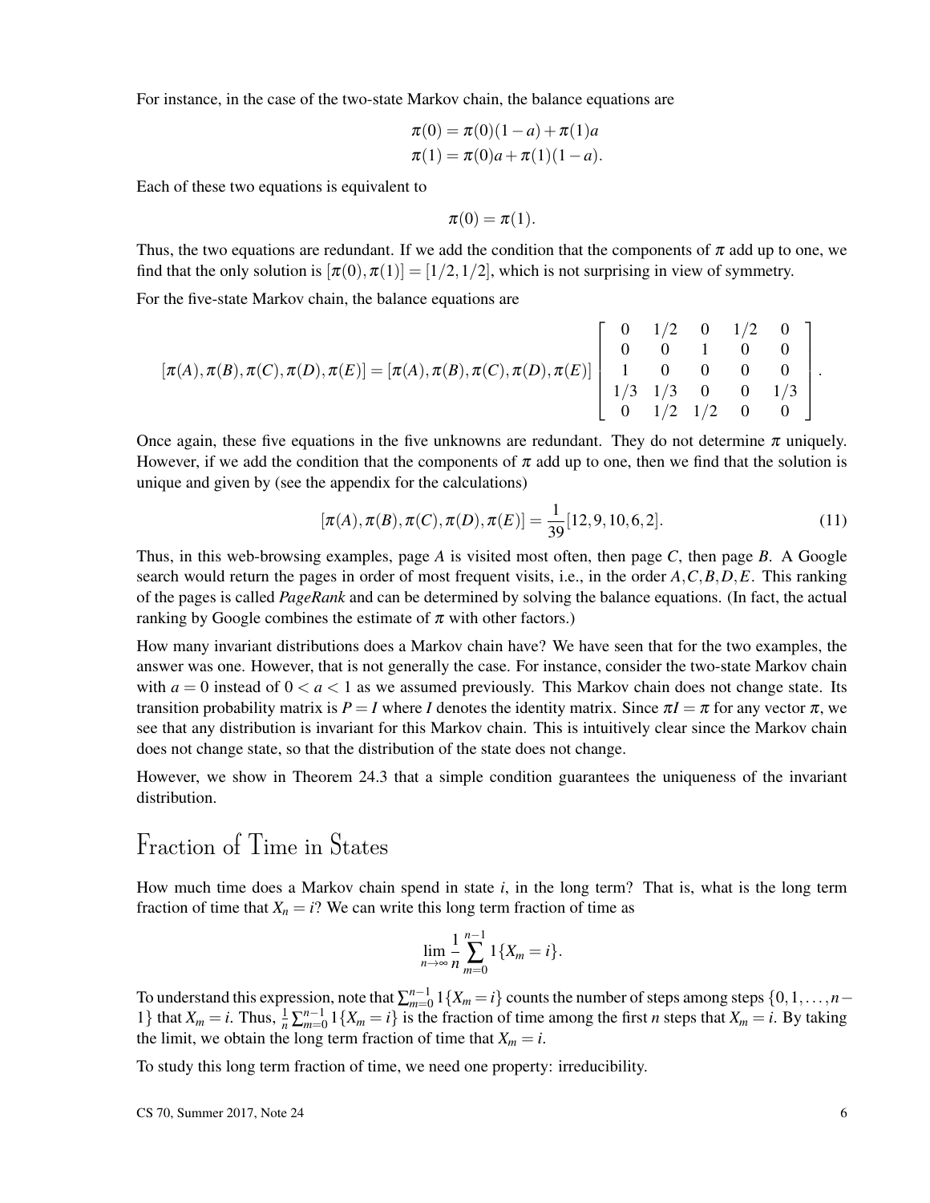For instance, in the case of the two-state Markov chain, the balance equations are

$$
\begin{aligned}
\pi(0) &= \pi(0)(1-a) + \pi(1)a \\
\pi(1) &= \pi(0)a + \pi(1)(1-a).
\end{aligned}
$$

Each of these two equations is equivalent to

$$\pi(0) = \pi(1).$$

Thus, the two equations are redundant. If we add the condition that the components of $\pi$ add up to one, we find that the only solution is $[\pi(0), \pi(1)] = [1/2, 1/2]$, which is not surprising in view of symmetry.

For the five-state Markov chain, the balance equations are

$$
[\pi(A), \pi(B), \pi(C), \pi(D), \pi(E)] = [\pi(A), \pi(B), \pi(C), \pi(D), \pi(E)] \begin{bmatrix} 0 & 1/2 & 0 & 1/2 & 0 \\ 0 & 0 & 1 & 0 & 0 \\ 1 & 0 & 0 & 0 & 0 \\ 1/3 & 1/3 & 0 & 0 & 1/3 \\ 0 & 1/2 & 1/2 & 0 & 0 \end{bmatrix}.
$$

Once again, these five equations in the five unknowns are redundant. They do not determine $\pi$ uniquely. However, if we add the condition that the components of $\pi$ add up to one, then we find that the solution is unique and given by (see the appendix for the calculations)

$$[\pi(A), \pi(B), \pi(C), \pi(D), \pi(E)] = \frac{1}{39}[12, 9, 10, 6, 2]. \tag{11}$$

Thus, in this web-browsing examples, page $A$ is visited most often, then page $C$, then page $B$. A Google search would return the pages in order of most frequent visits, i.e., in the order $A, C, B, D, E$. This ranking of the pages is called *PageRank* and can be determined by solving the balance equations. (In fact, the actual ranking by Google combines the estimate of $\pi$ with other factors.)

How many invariant distributions does a Markov chain have? We have seen that for the two examples, the answer was one. However, that is not generally the case. For instance, consider the two-state Markov chain with $a = 0$ instead of $0 < a < 1$ as we assumed previously. This Markov chain does not change state. Its transition probability matrix is $P = I$ where $I$ denotes the identity matrix. Since $\pi I = \pi$ for any vector $\pi$, we see that any distribution is invariant for this Markov chain. This is intuitively clear since the Markov chain does not change state, so that the distribution of the state does not change.

However, we show in Theorem 24.3 that a simple condition guarantees the uniqueness of the invariant distribution.

# Fraction of Time in States

How much time does a Markov chain spend in state $i$, in the long term? That is, what is the long term fraction of time that $X_n = i$? We can write this long term fraction of time as

$$\lim_{n\to\infty} \frac{1}{n} \sum_{m=0}^{n-1} 1\{X_m = i\}.$$

To understand this expression, note that $\sum_{m=0}^{n-1} 1\{X_m = i\}$ counts the number of steps among steps $\{0, 1, \ldots, n-1\}$ that $X_m = i$. Thus, $\frac{1}{n}\sum_{m=0}^{n-1} 1\{X_m = i\}$ is the fraction of time among the first $n$ steps that $X_m = i$. By taking the limit, we obtain the long term fraction of time that $X_m = i$.

To study this long term fraction of time, we need one property: irreducibility.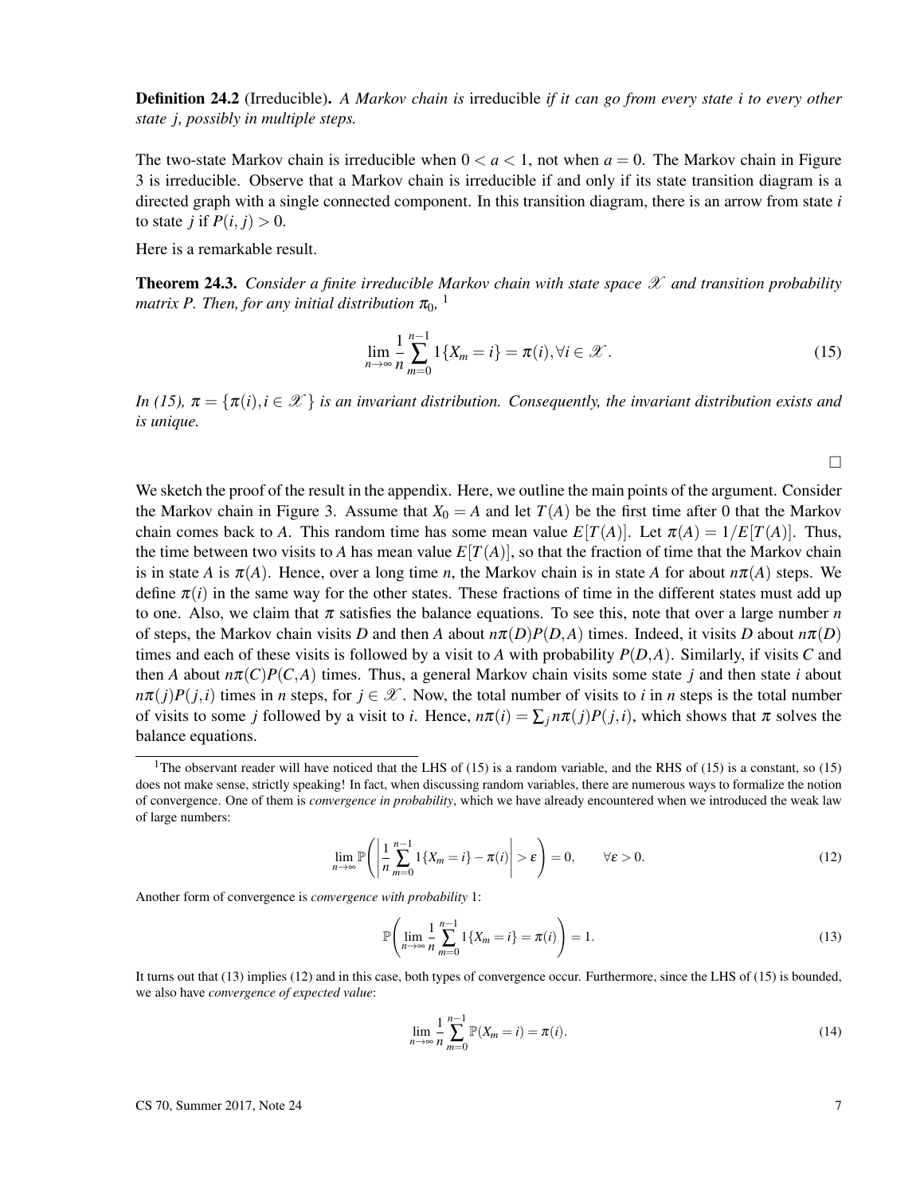**Definition 24.2** (Irreducible). *A Markov chain is* irreducible *if it can go from every state i to every other state j, possibly in multiple steps.*

The two-state Markov chain is irreducible when $0 < a < 1$, not when $a = 0$. The Markov chain in Figure 3 is irreducible. Observe that a Markov chain is irreducible if and only if its state transition diagram is a directed graph with a single connected component. In this transition diagram, there is an arrow from state $i$ to state $j$ if $P(i, j) > 0$.

Here is a remarkable result.

**Theorem 24.3.** *Consider a finite irreducible Markov chain with state space $\mathscr{X}$ and transition probability matrix P. Then, for any initial distribution $\pi_0$,* [1]

$$\lim_{n\to\infty} \frac{1}{n} \sum_{m=0}^{n-1} 1\{X_m = i\} = \pi(i), \forall i \in \mathscr{X}. \tag{15}$$

*In (15), $\pi = \{\pi(i), i \in \mathscr{X}\}$ is an invariant distribution. Consequently, the invariant distribution exists and is unique.*

□

We sketch the proof of the result in the appendix. Here, we outline the main points of the argument. Consider the Markov chain in Figure 3. Assume that $X_0 = A$ and let $T(A)$ be the first time after 0 that the Markov chain comes back to $A$. This random time has some mean value $E[T(A)]$. Let $\pi(A) = 1/E[T(A)]$. Thus, the time between two visits to $A$ has mean value $E[T(A)]$, so that the fraction of time that the Markov chain is in state $A$ is $\pi(A)$. Hence, over a long time $n$, the Markov chain is in state $A$ for about $n\pi(A)$ steps. We define $\pi(i)$ in the same way for the other states. These fractions of time in the different states must add up to one. Also, we claim that $\pi$ satisfies the balance equations. To see this, note that over a large number $n$ of steps, the Markov chain visits $D$ and then $A$ about $n\pi(D)P(D,A)$ times. Indeed, it visits $D$ about $n\pi(D)$ times and each of these visits is followed by a visit to $A$ with probability $P(D,A)$. Similarly, if visits $C$ and then $A$ about $n\pi(C)P(C,A)$ times. Thus, a general Markov chain visits some state $j$ and then state $i$ about $n\pi(j)P(j,i)$ times in $n$ steps, for $j \in \mathscr{X}$. Now, the total number of visits to $i$ in $n$ steps is the total number of visits to some $j$ followed by a visit to $i$. Hence, $n\pi(i) = \sum_j n\pi(j)P(j,i)$, which shows that $\pi$ solves the balance equations.

---

[1] The observant reader will have noticed that the LHS of (15) is a random variable, and the RHS of (15) is a constant, so (15) does not make sense, strictly speaking! In fact, when discussing random variables, there are numerous ways to formalize the notion of convergence. One of them is *convergence in probability*, which we have already encountered when we introduced the weak law of large numbers:

$$\lim_{n\to\infty} \mathbb{P}\left( \left| \frac{1}{n} \sum_{m=0}^{n-1} 1\{X_m = i\} - \pi(i) \right| > \varepsilon \right) = 0, \qquad \forall \varepsilon > 0. \tag{12}$$

Another form of convergence is *convergence with probability* 1:

$$\mathbb{P}\left( \lim_{n\to\infty} \frac{1}{n} \sum_{m=0}^{n-1} 1\{X_m = i\} = \pi(i) \right) = 1. \tag{13}$$

It turns out that (13) implies (12) and in this case, both types of convergence occur. Furthermore, since the LHS of (15) is bounded, we also have *convergence of expected value*:

$$\lim_{n\to\infty} \frac{1}{n} \sum_{m=0}^{n-1} \mathbb{P}(X_m = i) = \pi(i). \tag{14}$$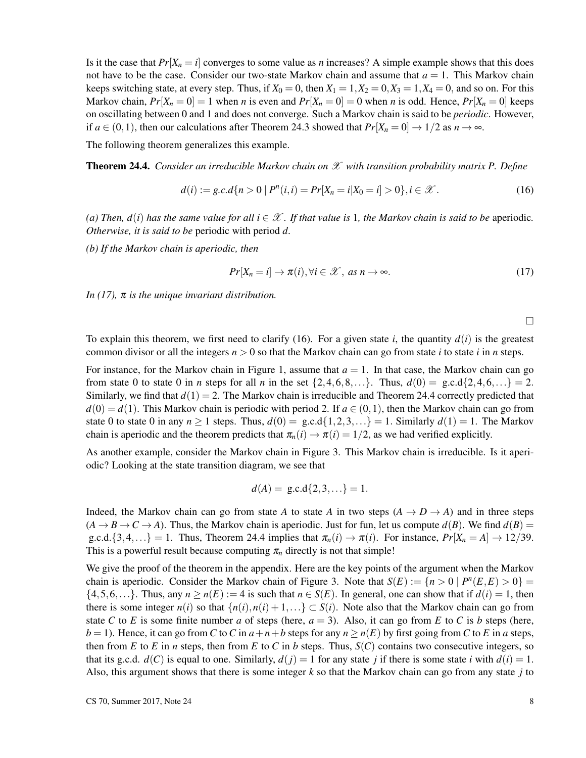Is it the case that $Pr[X_n = i]$ converges to some value as $n$ increases? A simple example shows that this does not have to be the case. Consider our two-state Markov chain and assume that $a = 1$. This Markov chain keeps switching state, at every step. Thus, if $X_0 = 0$, then $X_1 = 1, X_2 = 0, X_3 = 1, X_4 = 0$, and so on. For this Markov chain, $Pr[X_n = 0] = 1$ when $n$ is even and $Pr[X_n = 0] = 0$ when $n$ is odd. Hence, $Pr[X_n = 0]$ keeps on oscillating between 0 and 1 and does not converge. Such a Markov chain is said to be *periodic*. However, if $a \in (0,1)$, then our calculations after Theorem 24.3 showed that $Pr[X_n = 0] \to 1/2$ as $n \to \infty$.

The following theorem generalizes this example.

**Theorem 24.4.** *Consider an irreducible Markov chain on $\mathscr{X}$ with transition probability matrix P. Define*

$$d(i) := g.c.d\{n > 0 \mid P^n(i,i) = Pr[X_n = i | X_0 = i] > 0\}, i \in \mathscr{X}. \tag{16}$$

*(a) Then, $d(i)$ has the same value for all $i \in \mathscr{X}$. If that value is 1, the Markov chain is said to be* aperiodic. *Otherwise, it is said to be* periodic with period $d$.

*(b) If the Markov chain is aperiodic, then*

$$Pr[X_n = i] \to \pi(i), \forall i \in \mathscr{X}, \text{ as } n \to \infty. \tag{17}$$

*In (17), $\pi$ is the unique invariant distribution.*

□

To explain this theorem, we first need to clarify (16). For a given state $i$, the quantity $d(i)$ is the greatest common divisor or all the integers $n > 0$ so that the Markov chain can go from state $i$ to state $i$ in $n$ steps.

For instance, for the Markov chain in Figure 1, assume that $a = 1$. In that case, the Markov chain can go from state 0 to state 0 in $n$ steps for all $n$ in the set $\{2,4,6,8,\ldots\}$. Thus, $d(0) =$ g.c.d$\{2,4,6,\ldots\} = 2$. Similarly, we find that $d(1) = 2$. The Markov chain is irreducible and Theorem 24.4 correctly predicted that $d(0) = d(1)$. This Markov chain is periodic with period 2. If $a \in (0,1)$, then the Markov chain can go from state 0 to state 0 in any $n \geq 1$ steps. Thus, $d(0) =$ g.c.d$\{1,2,3,\ldots\} = 1$. Similarly $d(1) = 1$. The Markov chain is aperiodic and the theorem predicts that $\pi_n(i) \to \pi(i) = 1/2$, as we had verified explicitly.

As another example, consider the Markov chain in Figure 3. This Markov chain is irreducible. Is it aperiodic? Looking at the state transition diagram, we see that

$$d(A) = \text{ g.c.d}\{2,3,\ldots\} = 1.$$

Indeed, the Markov chain can go from state $A$ to state $A$ in two steps ($A \to D \to A$) and in three steps ($A \to B \to C \to A$). Thus, the Markov chain is aperiodic. Just for fun, let us compute $d(B)$. We find $d(B) =$ g.c.d.$\{3,4,\ldots\} = 1$. Thus, Theorem 24.4 implies that $\pi_n(i) \to \pi(i)$. For instance, $Pr[X_n = A] \to 12/39$. This is a powerful result because computing $\pi_n$ directly is not that simple!

We give the proof of the theorem in the appendix. Here are the key points of the argument when the Markov chain is aperiodic. Consider the Markov chain of Figure 3. Note that $S(E) := \{n > 0 \mid P^n(E,E) > 0\} = \{4,5,6,\ldots\}$. Thus, any $n \geq n(E) := 4$ is such that $n \in S(E)$. In general, one can show that if $d(i) = 1$, then there is some integer $n(i)$ so that $\{n(i), n(i)+1,\ldots\} \subset S(i)$. Note also that the Markov chain can go from state $C$ to $E$ is some finite number $a$ of steps (here, $a = 3$). Also, it can go from $E$ to $C$ is $b$ steps (here, $b = 1$). Hence, it can go from $C$ to $C$ in $a+n+b$ steps for any $n \geq n(E)$ by first going from $C$ to $E$ in $a$ steps, then from $E$ to $E$ in $n$ steps, then from $E$ to $C$ in $b$ steps. Thus, $S(C)$ contains two consecutive integers, so that its g.c.d. $d(C)$ is equal to one. Similarly, $d(j) = 1$ for any state $j$ if there is some state $i$ with $d(i) = 1$. Also, this argument shows that there is some integer $k$ so that the Markov chain can go from any state $j$ to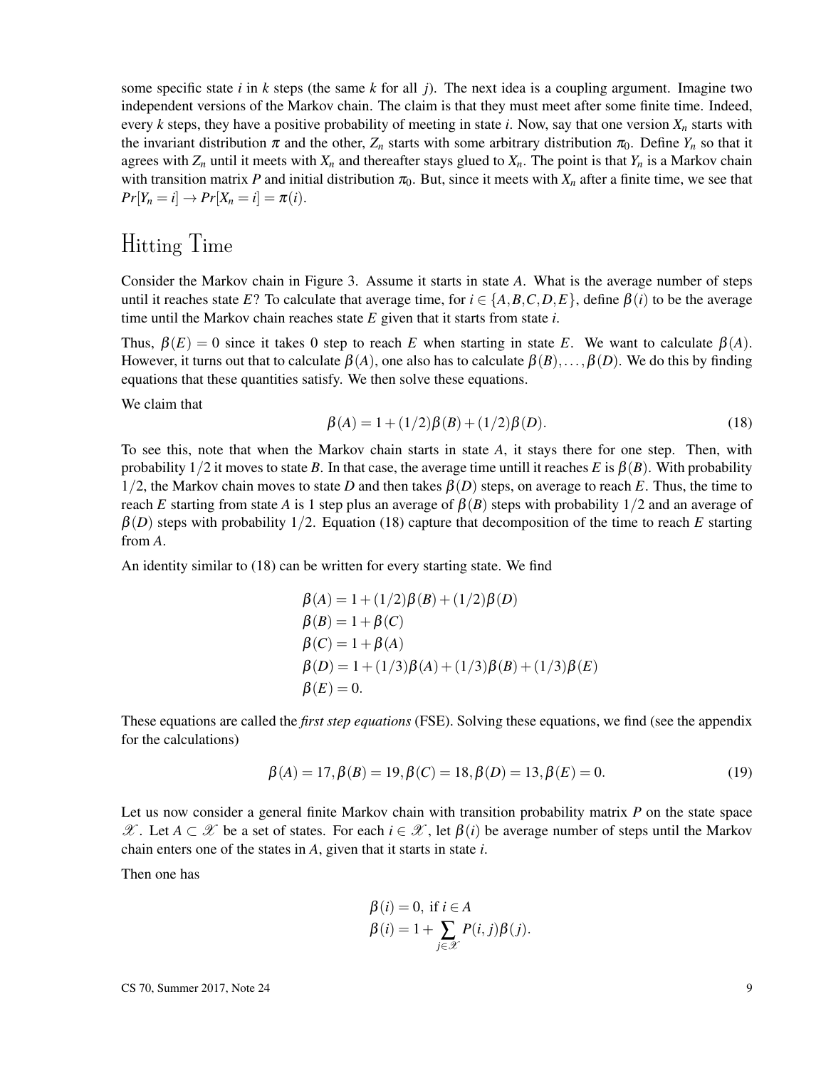some specific state $i$ in $k$ steps (the same $k$ for all $j$). The next idea is a coupling argument. Imagine two independent versions of the Markov chain. The claim is that they must meet after some finite time. Indeed, every $k$ steps, they have a positive probability of meeting in state $i$. Now, say that one version $X_n$ starts with the invariant distribution $\pi$ and the other, $Z_n$ starts with some arbitrary distribution $\pi_0$. Define $Y_n$ so that it agrees with $Z_n$ until it meets with $X_n$ and thereafter stays glued to $X_n$. The point is that $Y_n$ is a Markov chain with transition matrix $P$ and initial distribution $\pi_0$. But, since it meets with $X_n$ after a finite time, we see that $Pr[Y_n = i] \to Pr[X_n = i] = \pi(i)$.

# Hitting Time

Consider the Markov chain in Figure 3. Assume it starts in state $A$. What is the average number of steps until it reaches state $E$? To calculate that average time, for $i \in \{A, B, C, D, E\}$, define $\beta(i)$ to be the average time until the Markov chain reaches state $E$ given that it starts from state $i$.

Thus, $\beta(E) = 0$ since it takes 0 step to reach $E$ when starting in state $E$. We want to calculate $\beta(A)$. However, it turns out that to calculate $\beta(A)$, one also has to calculate $\beta(B), \ldots, \beta(D)$. We do this by finding equations that these quantities satisfy. We then solve these equations.

We claim that

$$\beta(A) = 1 + (1/2)\beta(B) + (1/2)\beta(D). \tag{18}$$

To see this, note that when the Markov chain starts in state $A$, it stays there for one step. Then, with probability $1/2$ it moves to state $B$. In that case, the average time untill it reaches $E$ is $\beta(B)$. With probability $1/2$, the Markov chain moves to state $D$ and then takes $\beta(D)$ steps, on average to reach $E$. Thus, the time to reach $E$ starting from state $A$ is 1 step plus an average of $\beta(B)$ steps with probability $1/2$ and an average of $\beta(D)$ steps with probability $1/2$. Equation (18) capture that decomposition of the time to reach $E$ starting from $A$.

An identity similar to (18) can be written for every starting state. We find

$$\begin{aligned}
\beta(A) &= 1 + (1/2)\beta(B) + (1/2)\beta(D) \\
\beta(B) &= 1 + \beta(C) \\
\beta(C) &= 1 + \beta(A) \\
\beta(D) &= 1 + (1/3)\beta(A) + (1/3)\beta(B) + (1/3)\beta(E) \\
\beta(E) &= 0.
\end{aligned}$$

These equations are called the *first step equations* (FSE). Solving these equations, we find (see the appendix for the calculations)

$$\beta(A) = 17, \beta(B) = 19, \beta(C) = 18, \beta(D) = 13, \beta(E) = 0. \tag{19}$$

Let us now consider a general finite Markov chain with transition probability matrix $P$ on the state space $\mathscr{X}$. Let $A \subset \mathscr{X}$ be a set of states. For each $i \in \mathscr{X}$, let $\beta(i)$ be average number of steps until the Markov chain enters one of the states in $A$, given that it starts in state $i$.

Then one has

$$\begin{aligned}
\beta(i) &= 0, \text{ if } i \in A \\
\beta(i) &= 1 + \sum_{j \in \mathscr{X}} P(i, j)\beta(j).
\end{aligned}$$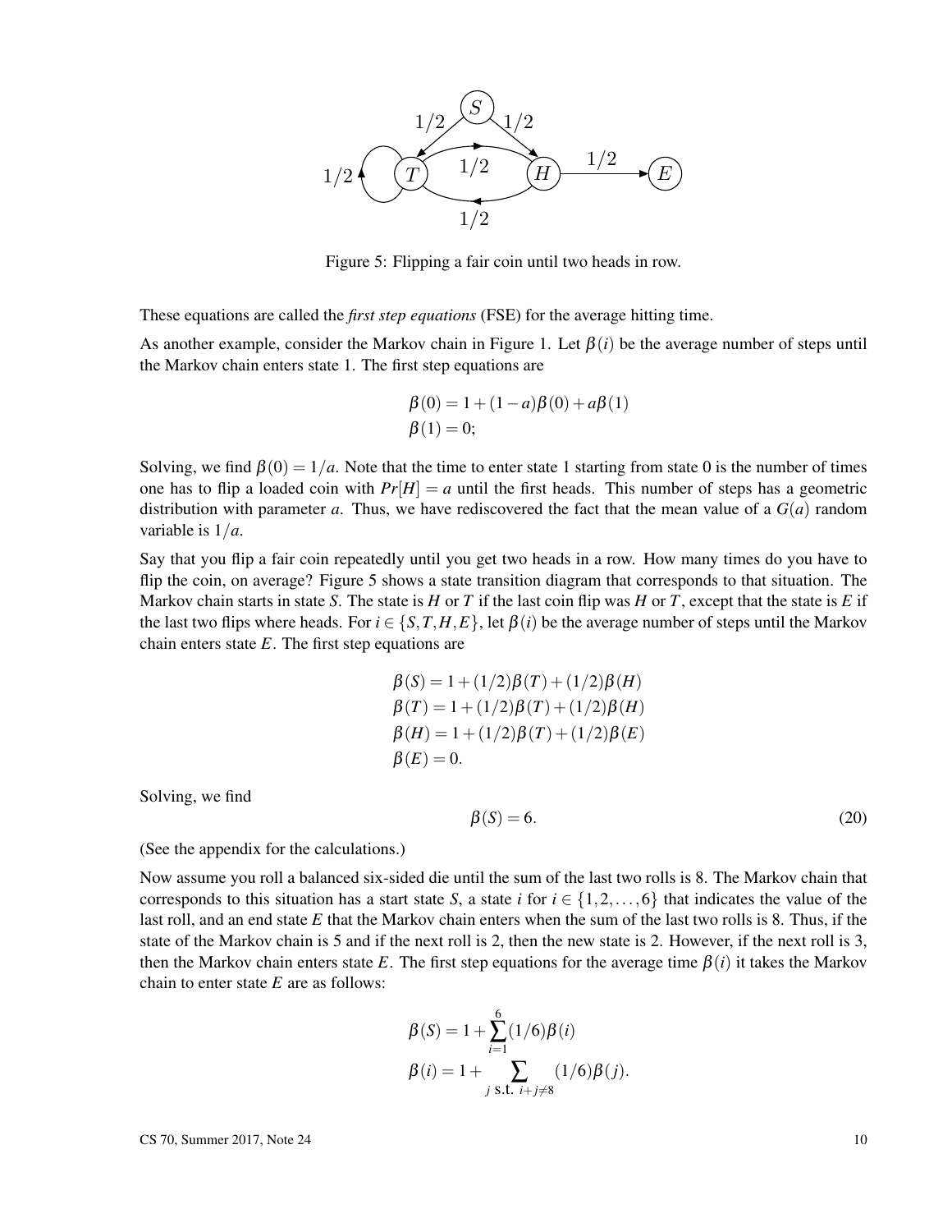Figure 5: Flipping a fair coin until two heads in row.

These equations are called the *first step equations* (FSE) for the average hitting time.

As another example, consider the Markov chain in Figure 1. Let $\beta(i)$ be the average number of steps until the Markov chain enters state 1. The first step equations are

$$\beta(0) = 1 + (1-a)\beta(0) + a\beta(1)$$
$$\beta(1) = 0;$$

Solving, we find $\beta(0) = 1/a$. Note that the time to enter state 1 starting from state 0 is the number of times one has to flip a loaded coin with $Pr[H] = a$ until the first heads. This number of steps has a geometric distribution with parameter $a$. Thus, we have rediscovered the fact that the mean value of a $G(a)$ random variable is $1/a$.

Say that you flip a fair coin repeatedly until you get two heads in a row. How many times do you have to flip the coin, on average? Figure 5 shows a state transition diagram that corresponds to that situation. The Markov chain starts in state $S$. The state is $H$ or $T$ if the last coin flip was $H$ or $T$, except that the state is $E$ if the last two flips where heads. For $i \in \{S, T, H, E\}$, let $\beta(i)$ be the average number of steps until the Markov chain enters state $E$. The first step equations are

$$\beta(S) = 1 + (1/2)\beta(T) + (1/2)\beta(H)$$
$$\beta(T) = 1 + (1/2)\beta(T) + (1/2)\beta(H)$$
$$\beta(H) = 1 + (1/2)\beta(T) + (1/2)\beta(E)$$
$$\beta(E) = 0.$$

Solving, we find

$$\beta(S) = 6. \tag{20}$$

(See the appendix for the calculations.)

Now assume you roll a balanced six-sided die until the sum of the last two rolls is 8. The Markov chain that corresponds to this situation has a start state $S$, a state $i$ for $i \in \{1, 2, \ldots, 6\}$ that indicates the value of the last roll, and an end state $E$ that the Markov chain enters when the sum of the last two rolls is 8. Thus, if the state of the Markov chain is 5 and if the next roll is 2, then the new state is 2. However, if the next roll is 3, then the Markov chain enters state $E$. The first step equations for the average time $\beta(i)$ it takes the Markov chain to enter state $E$ are as follows:

$$\beta(S) = 1 + \sum_{i=1}^{6}(1/6)\beta(i)$$
$$\beta(i) = 1 + \sum_{j \text{ s.t. } i+j \neq 8}(1/6)\beta(j).$$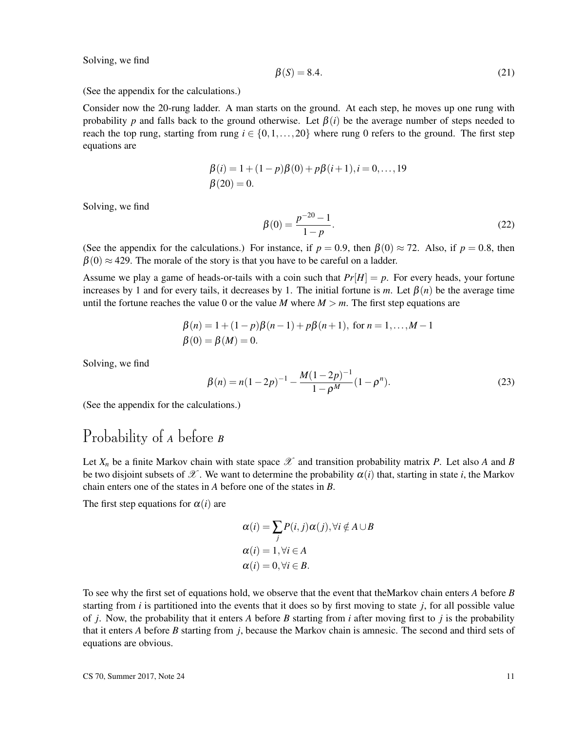Solving, we find

$$\beta(S) = 8.4. \tag{21}$$

(See the appendix for the calculations.)

Consider now the 20-rung ladder. A man starts on the ground. At each step, he moves up one rung with probability $p$ and falls back to the ground otherwise. Let $\beta(i)$ be the average number of steps needed to reach the top rung, starting from rung $i \in \{0, 1, \ldots, 20\}$ where rung 0 refers to the ground. The first step equations are

$$\beta(i) = 1 + (1-p)\beta(0) + p\beta(i+1), i = 0, \ldots, 19$$
$$\beta(20) = 0.$$

Solving, we find

$$\beta(0) = \frac{p^{-20} - 1}{1 - p}. \tag{22}$$

(See the appendix for the calculations.) For instance, if $p = 0.9$, then $\beta(0) \approx 72$. Also, if $p = 0.8$, then $\beta(0) \approx 429$. The morale of the story is that you have to be careful on a ladder.

Assume we play a game of heads-or-tails with a coin such that $Pr[H] = p$. For every heads, your fortune increases by 1 and for every tails, it decreases by 1. The initial fortune is $m$. Let $\beta(n)$ be the average time until the fortune reaches the value 0 or the value $M$ where $M > m$. The first step equations are

$$\beta(n) = 1 + (1-p)\beta(n-1) + p\beta(n+1), \text{ for } n = 1, \ldots, M-1$$
$$\beta(0) = \beta(M) = 0.$$

Solving, we find

$$\beta(n) = n(1-2p)^{-1} - \frac{M(1-2p)^{-1}}{1-\rho^M}(1-\rho^n). \tag{23}$$

(See the appendix for the calculations.)

# Probability of $A$ before $B$

Let $X_n$ be a finite Markov chain with state space $\mathscr{X}$ and transition probability matrix $P$. Let also $A$ and $B$ be two disjoint subsets of $\mathscr{X}$. We want to determine the probability $\alpha(i)$ that, starting in state $i$, the Markov chain enters one of the states in $A$ before one of the states in $B$.

The first step equations for $\alpha(i)$ are

$$\alpha(i) = \sum_j P(i,j)\alpha(j), \forall i \notin A \cup B$$
$$\alpha(i) = 1, \forall i \in A$$
$$\alpha(i) = 0, \forall i \in B.$$

To see why the first set of equations hold, we observe that the event that theMarkov chain enters $A$ before $B$ starting from $i$ is partitioned into the events that it does so by first moving to state $j$, for all possible value of $j$. Now, the probability that it enters $A$ before $B$ starting from $i$ after moving first to $j$ is the probability that it enters $A$ before $B$ starting from $j$, because the Markov chain is amnesic. The second and third sets of equations are obvious.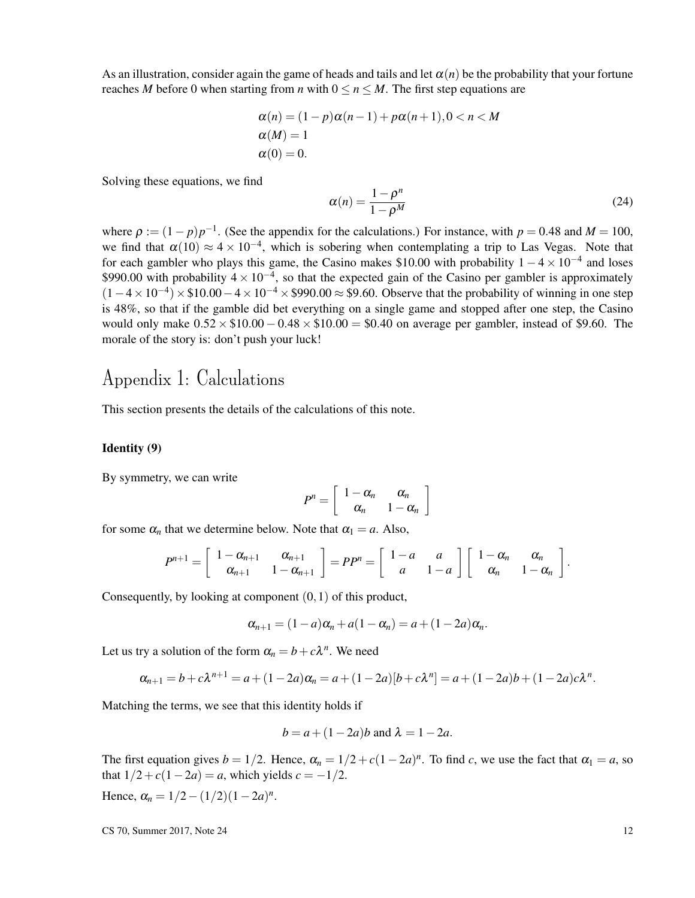As an illustration, consider again the game of heads and tails and let $\alpha(n)$ be the probability that your fortune reaches $M$ before 0 when starting from $n$ with $0 \leq n \leq M$. The first step equations are

$$
\begin{aligned}
\alpha(n) &= (1-p)\alpha(n-1) + p\alpha(n+1), 0 < n < M \\
\alpha(M) &= 1 \\
\alpha(0) &= 0.
\end{aligned}
$$

Solving these equations, we find

$$
\alpha(n) = \frac{1-\rho^n}{1-\rho^M} \tag{24}
$$

where $\rho := (1-p)p^{-1}$. (See the appendix for the calculations.) For instance, with $p = 0.48$ and $M = 100$, we find that $\alpha(10) \approx 4 \times 10^{-4}$, which is sobering when contemplating a trip to Las Vegas. Note that for each gambler who plays this game, the Casino makes \$10.00 with probability $1 - 4 \times 10^{-4}$ and loses \$990.00 with probability $4 \times 10^{-4}$, so that the expected gain of the Casino per gambler is approximately $(1 - 4 \times 10^{-4}) \times \$10.00 - 4 \times 10^{-4} \times \$990.00 \approx \$9.60$. Observe that the probability of winning in one step is 48%, so that if the gamble did bet everything on a single game and stopped after one step, the Casino would only make $0.52 \times \$10.00 - 0.48 \times \$10.00 = \$0.40$ on average per gambler, instead of \$9.60. The morale of the story is: don't push your luck!

# Appendix 1: Calculations

This section presents the details of the calculations of this note.

### Identity (9)

By symmetry, we can write

$$
P^n = \begin{bmatrix} 1-\alpha_n & \alpha_n \\ \alpha_n & 1-\alpha_n \end{bmatrix}
$$

for some $\alpha_n$ that we determine below. Note that $\alpha_1 = a$. Also,

$$
P^{n+1} = \begin{bmatrix} 1-\alpha_{n+1} & \alpha_{n+1} \\ \alpha_{n+1} & 1-\alpha_{n+1} \end{bmatrix} = PP^n = \begin{bmatrix} 1-a & a \\ a & 1-a \end{bmatrix} \begin{bmatrix} 1-\alpha_n & \alpha_n \\ \alpha_n & 1-\alpha_n \end{bmatrix}.
$$

Consequently, by looking at component $(0,1)$ of this product,

$$
\alpha_{n+1} = (1-a)\alpha_n + a(1-\alpha_n) = a + (1-2a)\alpha_n.
$$

Let us try a solution of the form $\alpha_n = b + c\lambda^n$. We need

$$
\alpha_{n+1} = b + c\lambda^{n+1} = a + (1-2a)\alpha_n = a + (1-2a)[b + c\lambda^n] = a + (1-2a)b + (1-2a)c\lambda^n.
$$

Matching the terms, we see that this identity holds if

$$
b = a + (1-2a)b \text{ and } \lambda = 1-2a.
$$

The first equation gives $b = 1/2$. Hence, $\alpha_n = 1/2 + c(1-2a)^n$. To find $c$, we use the fact that $\alpha_1 = a$, so that $1/2 + c(1-2a) = a$, which yields $c = -1/2$.

Hence, $\alpha_n = 1/2 - (1/2)(1-2a)^n$.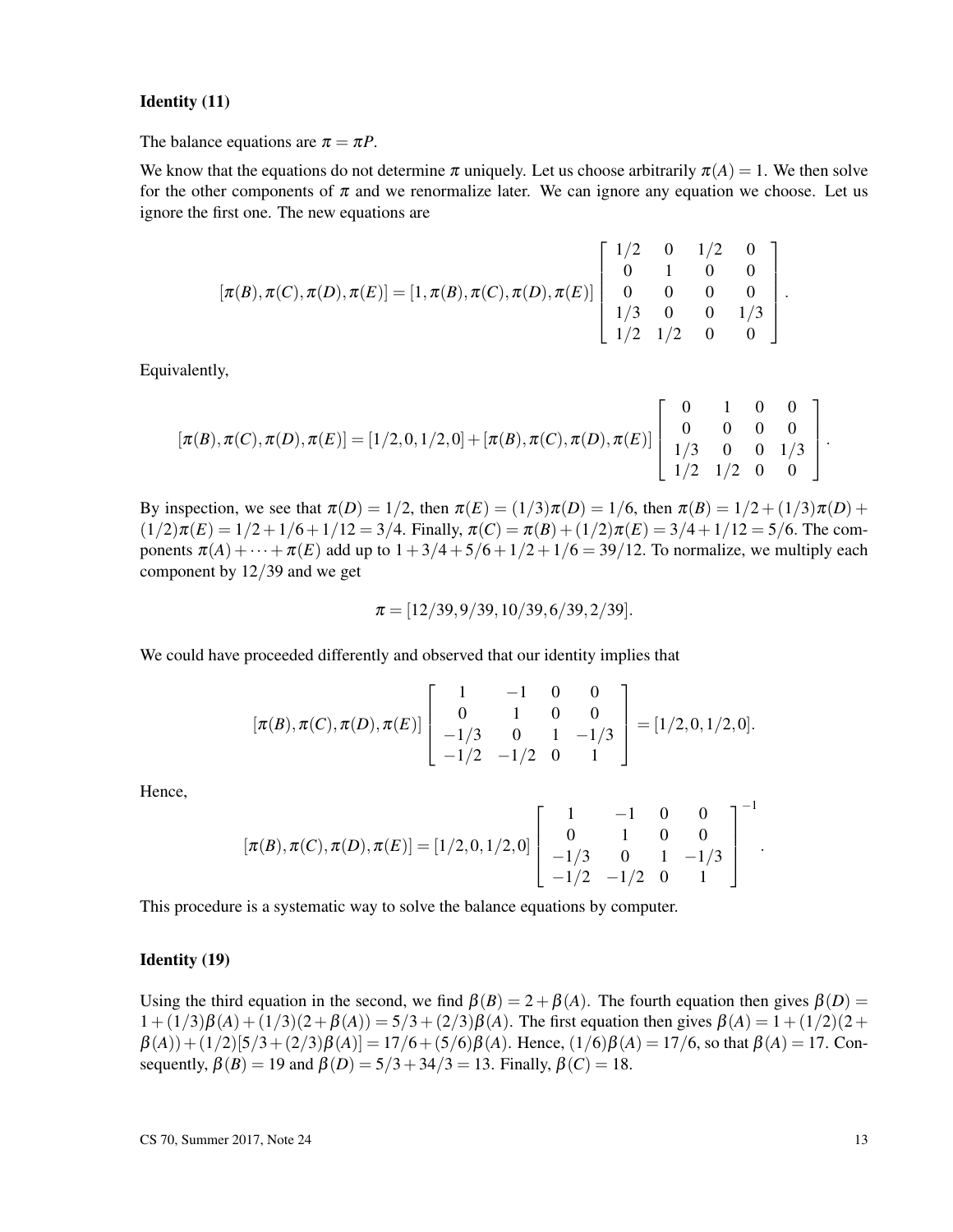### Identity (11)

The balance equations are $\pi = \pi P$.

We know that the equations do not determine $\pi$ uniquely. Let us choose arbitrarily $\pi(A) = 1$. We then solve for the other components of $\pi$ and we renormalize later. We can ignore any equation we choose. Let us ignore the first one. The new equations are

$$[\pi(B), \pi(C), \pi(D), \pi(E)] = [1, \pi(B), \pi(C), \pi(D), \pi(E)] \begin{bmatrix} 1/2 & 0 & 1/2 & 0 \\ 0 & 1 & 0 & 0 \\ 0 & 0 & 0 & 0 \\ 1/3 & 0 & 0 & 1/3 \\ 1/2 & 1/2 & 0 & 0 \end{bmatrix}.$$

Equivalently,

$$[\pi(B), \pi(C), \pi(D), \pi(E)] = [1/2, 0, 1/2, 0] + [\pi(B), \pi(C), \pi(D), \pi(E)] \begin{bmatrix} 0 & 1 & 0 & 0 \\ 0 & 0 & 0 & 0 \\ 1/3 & 0 & 0 & 1/3 \\ 1/2 & 1/2 & 0 & 0 \end{bmatrix}.$$

By inspection, we see that $\pi(D) = 1/2$, then $\pi(E) = (1/3)\pi(D) = 1/6$, then $\pi(B) = 1/2 + (1/3)\pi(D) + (1/2)\pi(E) = 1/2 + 1/6 + 1/12 = 3/4$. Finally, $\pi(C) = \pi(B) + (1/2)\pi(E) = 3/4 + 1/12 = 5/6$. The components $\pi(A) + \cdots + \pi(E)$ add up to $1 + 3/4 + 5/6 + 1/2 + 1/6 = 39/12$. To normalize, we multiply each component by $12/39$ and we get

$$\pi = [12/39, 9/39, 10/39, 6/39, 2/39].$$

We could have proceeded differently and observed that our identity implies that

$$[\pi(B), \pi(C), \pi(D), \pi(E)] \begin{bmatrix} 1 & -1 & 0 & 0 \\ 0 & 1 & 0 & 0 \\ -1/3 & 0 & 1 & -1/3 \\ -1/2 & -1/2 & 0 & 1 \end{bmatrix} = [1/2, 0, 1/2, 0].$$

Hence,

$$[\pi(B), \pi(C), \pi(D), \pi(E)] = [1/2, 0, 1/2, 0] \begin{bmatrix} 1 & -1 & 0 & 0 \\ 0 & 1 & 0 & 0 \\ -1/3 & 0 & 1 & -1/3 \\ -1/2 & -1/2 & 0 & 1 \end{bmatrix}^{-1}.$$

This procedure is a systematic way to solve the balance equations by computer.

### Identity (19)

Using the third equation in the second, we find $\beta(B) = 2 + \beta(A)$. The fourth equation then gives $\beta(D) = 1 + (1/3)\beta(A) + (1/3)(2 + \beta(A)) = 5/3 + (2/3)\beta(A)$. The first equation then gives $\beta(A) = 1 + (1/2)(2 + \beta(A)) + (1/2)[5/3 + (2/3)\beta(A)] = 17/6 + (5/6)\beta(A)$. Hence, $(1/6)\beta(A) = 17/6$, so that $\beta(A) = 17$. Consequently, $\beta(B) = 19$ and $\beta(D) = 5/3 + 34/3 = 13$. Finally, $\beta(C) = 18$.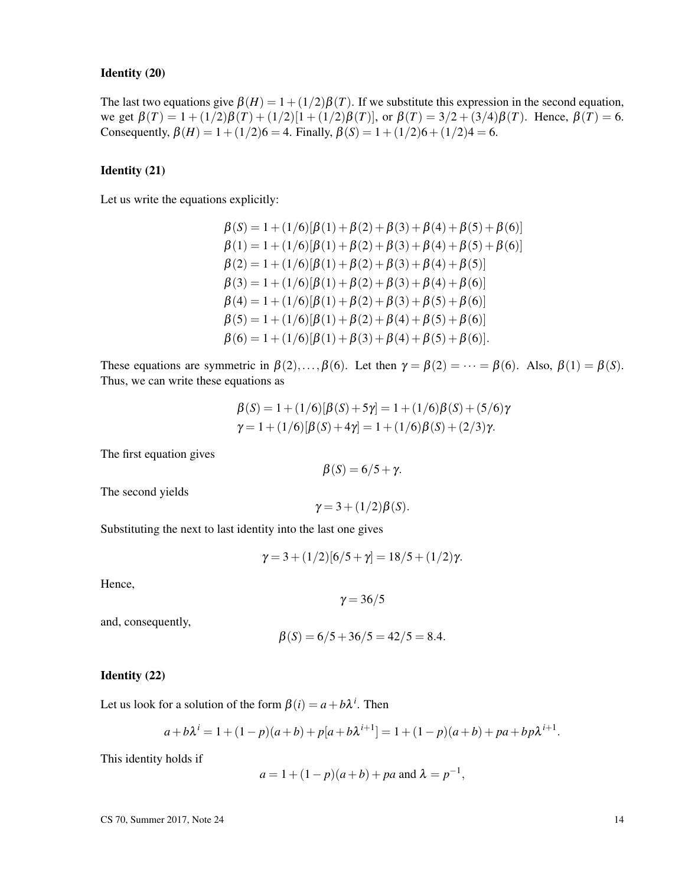### Identity (20)

The last two equations give $\beta(H) = 1 + (1/2)\beta(T)$. If we substitute this expression in the second equation, we get $\beta(T) = 1 + (1/2)\beta(T) + (1/2)[1 + (1/2)\beta(T)]$, or $\beta(T) = 3/2 + (3/4)\beta(T)$. Hence, $\beta(T) = 6$. Consequently, $\beta(H) = 1 + (1/2)6 = 4$. Finally, $\beta(S) = 1 + (1/2)6 + (1/2)4 = 6$.

### Identity (21)

Let us write the equations explicitly:

$$
\begin{aligned}
\beta(S) &= 1 + (1/6)[\beta(1) + \beta(2) + \beta(3) + \beta(4) + \beta(5) + \beta(6)] \\
\beta(1) &= 1 + (1/6)[\beta(1) + \beta(2) + \beta(3) + \beta(4) + \beta(5) + \beta(6)] \\
\beta(2) &= 1 + (1/6)[\beta(1) + \beta(2) + \beta(3) + \beta(4) + \beta(5)] \\
\beta(3) &= 1 + (1/6)[\beta(1) + \beta(2) + \beta(3) + \beta(4) + \beta(6)] \\
\beta(4) &= 1 + (1/6)[\beta(1) + \beta(2) + \beta(3) + \beta(5) + \beta(6)] \\
\beta(5) &= 1 + (1/6)[\beta(1) + \beta(2) + \beta(4) + \beta(5) + \beta(6)] \\
\beta(6) &= 1 + (1/6)[\beta(1) + \beta(3) + \beta(4) + \beta(5) + \beta(6)].
\end{aligned}
$$

These equations are symmetric in $\beta(2), \dots, \beta(6)$. Let then $\gamma = \beta(2) = \cdots = \beta(6)$. Also, $\beta(1) = \beta(S)$. Thus, we can write these equations as

$$
\begin{aligned}
\beta(S) &= 1 + (1/6)[\beta(S) + 5\gamma] = 1 + (1/6)\beta(S) + (5/6)\gamma \\
\gamma &= 1 + (1/6)[\beta(S) + 4\gamma] = 1 + (1/6)\beta(S) + (2/3)\gamma.
\end{aligned}
$$

The first equation gives

$$\beta(S) = 6/5 + \gamma.$$

The second yields

$$\gamma = 3 + (1/2)\beta(S).$$

Substituting the next to last identity into the last one gives

$$\gamma = 3 + (1/2)[6/5 + \gamma] = 18/5 + (1/2)\gamma.$$

Hence,

$$\gamma = 36/5$$

and, consequently,

$$\beta(S) = 6/5 + 36/5 = 42/5 = 8.4.$$

### Identity (22)

Let us look for a solution of the form $\beta(i) = a + b\lambda^i$. Then

$$a + b\lambda^i = 1 + (1-p)(a+b) + p[a + b\lambda^{i+1}] = 1 + (1-p)(a+b) + pa + bp\lambda^{i+1}.$$

This identity holds if

$$a = 1 + (1-p)(a+b) + pa \text{ and } \lambda = p^{-1},$$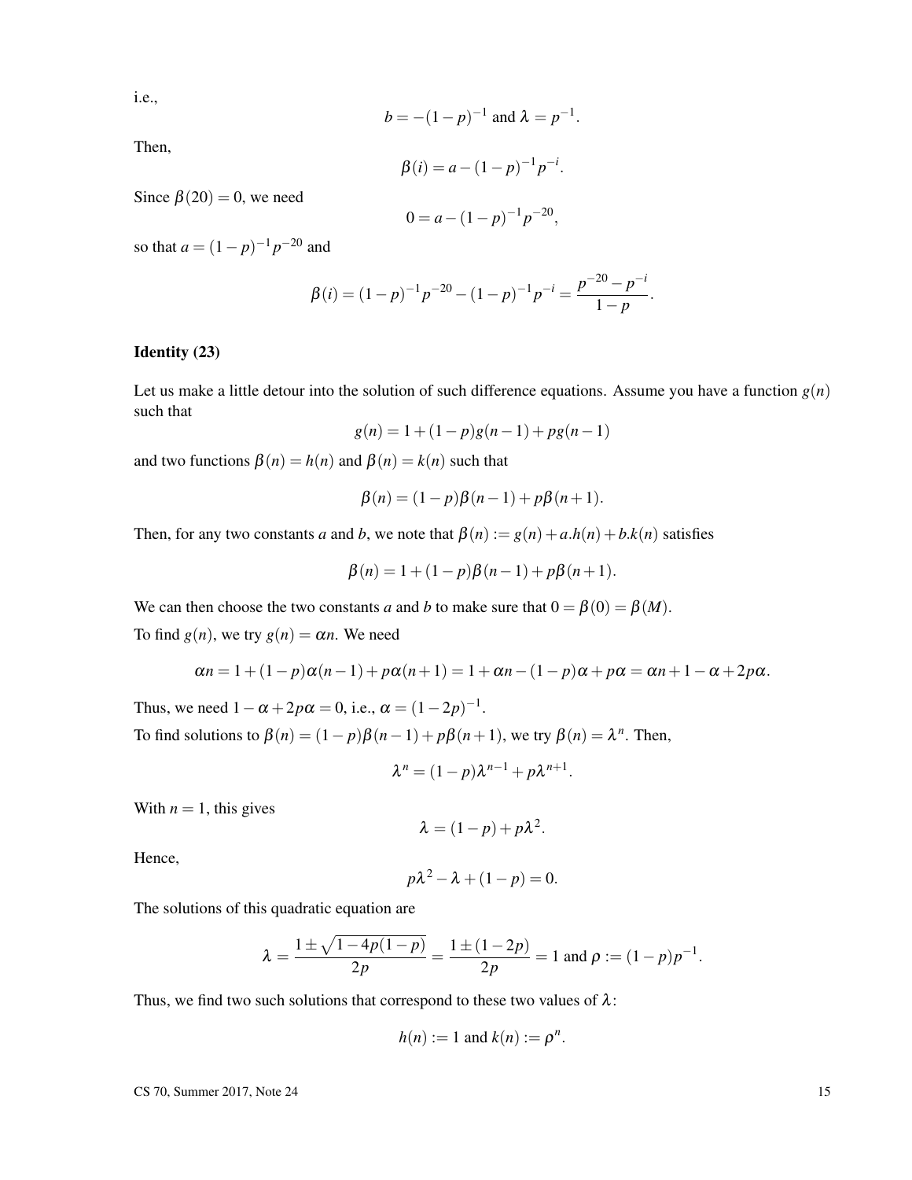i.e.,

$$b = -(1-p)^{-1} \text{ and } \lambda = p^{-1}.$$

Then,

$$\beta(i) = a - (1-p)^{-1} p^{-i}.$$

Since $\beta(20) = 0$, we need

$$0 = a - (1-p)^{-1} p^{-20},$$

so that $a = (1-p)^{-1} p^{-20}$ and

$$\beta(i) = (1-p)^{-1} p^{-20} - (1-p)^{-1} p^{-i} = \frac{p^{-20} - p^{-i}}{1-p}.$$

### Identity (23)

Let us make a little detour into the solution of such difference equations. Assume you have a function $g(n)$ such that

$$g(n) = 1 + (1-p)g(n-1) + pg(n-1)$$

and two functions $\beta(n) = h(n)$ and $\beta(n) = k(n)$ such that

$$\beta(n) = (1-p)\beta(n-1) + p\beta(n+1).$$

Then, for any two constants $a$ and $b$, we note that $\beta(n) := g(n) + a.h(n) + b.k(n)$ satisfies

$$\beta(n) = 1 + (1-p)\beta(n-1) + p\beta(n+1).$$

We can then choose the two constants $a$ and $b$ to make sure that $0 = \beta(0) = \beta(M)$.

To find $g(n)$, we try $g(n) = \alpha n$. We need

$$\alpha n = 1 + (1-p)\alpha(n-1) + p\alpha(n+1) = 1 + \alpha n - (1-p)\alpha + p\alpha = \alpha n + 1 - \alpha + 2p\alpha.$$

Thus, we need $1 - \alpha + 2p\alpha = 0$, i.e., $\alpha = (1-2p)^{-1}$.

To find solutions to $\beta(n) = (1-p)\beta(n-1) + p\beta(n+1)$, we try $\beta(n) = \lambda^n$. Then,

$$\lambda^n = (1-p)\lambda^{n-1} + p\lambda^{n+1}.$$

With $n = 1$, this gives

$$\lambda = (1-p) + p\lambda^2.$$

Hence,

$$p\lambda^2 - \lambda + (1-p) = 0.$$

The solutions of this quadratic equation are

$$\lambda = \frac{1 \pm \sqrt{1 - 4p(1-p)}}{2p} = \frac{1 \pm (1-2p)}{2p} = 1 \text{ and } \rho := (1-p)p^{-1}.$$

Thus, we find two such solutions that correspond to these two values of $\lambda$:

$$h(n) := 1 \text{ and } k(n) := \rho^n.$$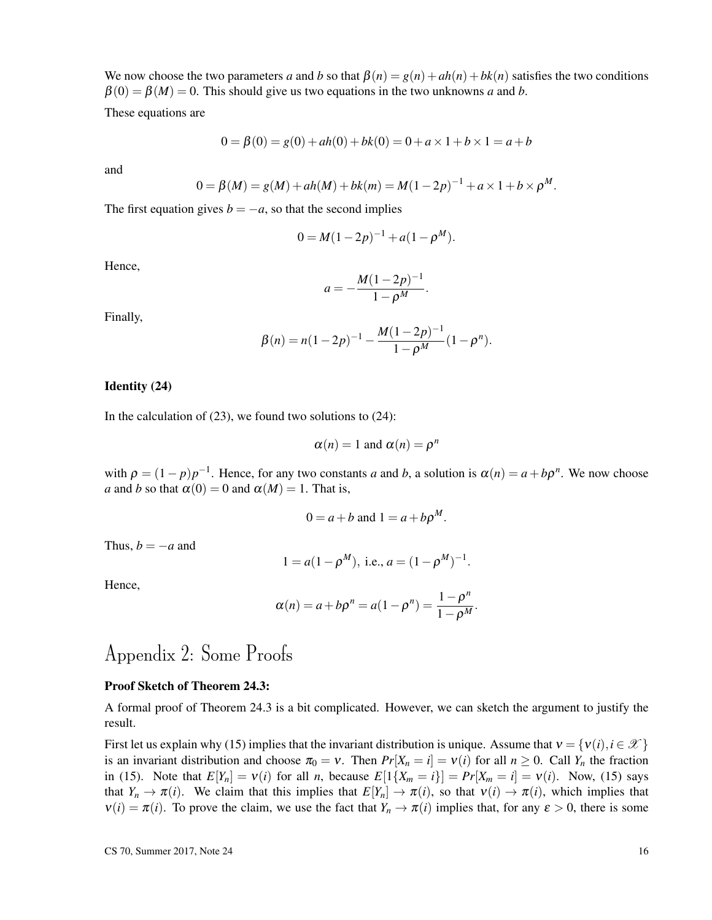We now choose the two parameters $a$ and $b$ so that $\beta(n) = g(n) + ah(n) + bk(n)$ satisfies the two conditions $\beta(0) = \beta(M) = 0$. This should give us two equations in the two unknowns $a$ and $b$.

These equations are

$$0 = \beta(0) = g(0) + ah(0) + bk(0) = 0 + a \times 1 + b \times 1 = a + b$$

and

$$0 = \beta(M) = g(M) + ah(M) + bk(m) = M(1-2p)^{-1} + a \times 1 + b \times \rho^M.$$

The first equation gives $b = -a$, so that the second implies

$$0 = M(1-2p)^{-1} + a(1-\rho^M).$$

Hence,

$$a = -\frac{M(1-2p)^{-1}}{1-\rho^M}.$$

Finally,

$$\beta(n) = n(1-2p)^{-1} - \frac{M(1-2p)^{-1}}{1-\rho^M}(1-\rho^n).$$

### Identity (24)

In the calculation of (23), we found two solutions to (24):

$$\alpha(n) = 1 \text{ and } \alpha(n) = \rho^n$$

with $\rho = (1-p)p^{-1}$. Hence, for any two constants $a$ and $b$, a solution is $\alpha(n) = a + b\rho^n$. We now choose $a$ and $b$ so that $\alpha(0) = 0$ and $\alpha(M) = 1$. That is,

$$0 = a + b \text{ and } 1 = a + b\rho^M.$$

Thus, $b = -a$ and

$$1 = a(1-\rho^M), \text{ i.e., } a = (1-\rho^M)^{-1}.$$

Hence,

$$\alpha(n) = a + b\rho^n = a(1-\rho^n) = \frac{1-\rho^n}{1-\rho^M}.$$

## Appendix 2: Some Proofs

### Proof Sketch of Theorem 24.3:

A formal proof of Theorem 24.3 is a bit complicated. However, we can sketch the argument to justify the result.

First let us explain why (15) implies that the invariant distribution is unique. Assume that $\nu = \{\nu(i), i \in \mathscr{X}\}$ is an invariant distribution and choose $\pi_0 = \nu$. Then $Pr[X_n = i] = \nu(i)$ for all $n \geq 0$. Call $Y_n$ the fraction in (15). Note that $E[Y_n] = \nu(i)$ for all $n$, because $E[1\{X_m = i\}] = Pr[X_m = i] = \nu(i)$. Now, (15) says that $Y_n \to \pi(i)$. We claim that this implies that $E[Y_n] \to \pi(i)$, so that $\nu(i) \to \pi(i)$, which implies that $\nu(i) = \pi(i)$. To prove the claim, we use the fact that $Y_n \to \pi(i)$ implies that, for any $\varepsilon > 0$, there is some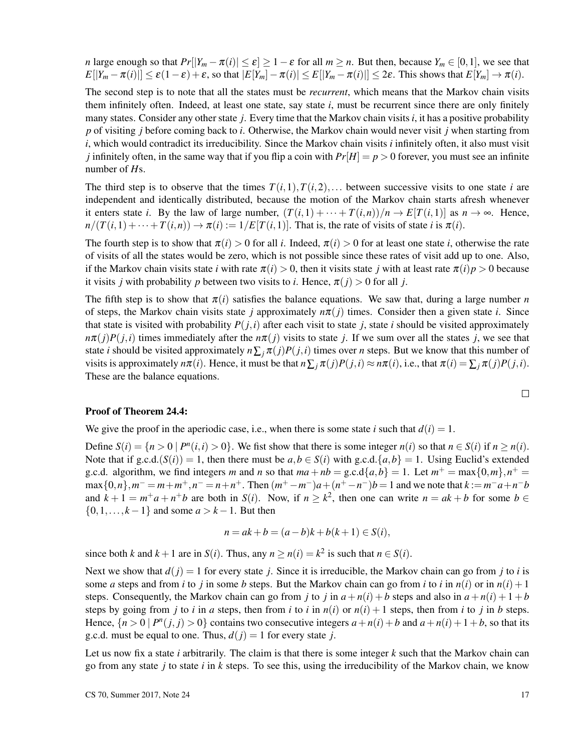$n$ large enough so that $Pr[|Y_m - \pi(i)| \leq \varepsilon] \geq 1 - \varepsilon$ for all $m \geq n$. But then, because $Y_m \in [0,1]$, we see that $E[|Y_m - \pi(i)|] \leq \varepsilon(1-\varepsilon) + \varepsilon$, so that $|E[Y_m] - \pi(i)| \leq E[|Y_m - \pi(i)|] \leq 2\varepsilon$. This shows that $E[Y_m] \to \pi(i)$.

The second step is to note that all the states must be *recurrent*, which means that the Markov chain visits them infinitely often. Indeed, at least one state, say state $i$, must be recurrent since there are only finitely many states. Consider any other state $j$. Every time that the Markov chain visits $i$, it has a positive probability $p$ of visiting $j$ before coming back to $i$. Otherwise, the Markov chain would never visit $j$ when starting from $i$, which would contradict its irreducibility. Since the Markov chain visits $i$ infinitely often, it also must visit $j$ infinitely often, in the same way that if you flip a coin with $Pr[H] = p > 0$ forever, you must see an infinite number of $H$s.

The third step is to observe that the times $T(i,1), T(i,2), \ldots$ between successive visits to one state $i$ are independent and identically distributed, because the motion of the Markov chain starts afresh whenever it enters state $i$. By the law of large number, $(T(i,1) + \cdots + T(i,n))/n \to E[T(i,1)]$ as $n \to \infty$. Hence, $n/(T(i,1) + \cdots + T(i,n)) \to \pi(i) := 1/E[T(i,1)]$. That is, the rate of visits of state $i$ is $\pi(i)$.

The fourth step is to show that $\pi(i) > 0$ for all $i$. Indeed, $\pi(i) > 0$ for at least one state $i$, otherwise the rate of visits of all the states would be zero, which is not possible since these rates of visit add up to one. Also, if the Markov chain visits state $i$ with rate $\pi(i) > 0$, then it visits state $j$ with at least rate $\pi(i)p > 0$ because it visits $j$ with probability $p$ between two visits to $i$. Hence, $\pi(j) > 0$ for all $j$.

The fifth step is to show that $\pi(i)$ satisfies the balance equations. We saw that, during a large number $n$ of steps, the Markov chain visits state $j$ approximately $n\pi(j)$ times. Consider then a given state $i$. Since that state is visited with probability $P(j,i)$ after each visit to state $j$, state $i$ should be visited approximately $n\pi(j)P(j,i)$ times immediately after the $n\pi(j)$ visits to state $j$. If we sum over all the states $j$, we see that state $i$ should be visited approximately $n\sum_j \pi(j)P(j,i)$ times over $n$ steps. But we know that this number of visits is approximately $n\pi(i)$. Hence, it must be that $n\sum_j \pi(j)P(j,i) \approx n\pi(i)$, i.e., that $\pi(i) = \sum_j \pi(j)P(j,i)$. These are the balance equations.

□

**Proof of Theorem 24.4:**

We give the proof in the aperiodic case, i.e., when there is some state $i$ such that $d(i) = 1$.

Define $S(i) = \{n > 0 \mid P^n(i,i) > 0\}$. We fist show that there is some integer $n(i)$ so that $n \in S(i)$ if $n \geq n(i)$. Note that if g.c.d.$(S(i)) = 1$, then there must be $a, b \in S(i)$ with g.c.d.$\{a,b\} = 1$. Using Euclid's extended g.c.d. algorithm, we find integers $m$ and $n$ so that $ma + nb =$ g.c.d$\{a,b\} = 1$. Let $m^+ = \max\{0,m\}, n^+ = \max\{0,n\}, m^- = m + m^+, n^- = n + n^+$. Then $(m^+ - m^-)a + (n^+ - n^-)b = 1$ and we note that $k := m^-a + n^-b$ and $k + 1 = m^+a + n^+b$ are both in $S(i)$. Now, if $n \geq k^2$, then one can write $n = ak + b$ for some $b \in \{0, 1, \ldots, k-1\}$ and some $a > k - 1$. But then

$$n = ak + b = (a-b)k + b(k+1) \in S(i),$$

since both $k$ and $k+1$ are in $S(i)$. Thus, any $n \geq n(i) = k^2$ is such that $n \in S(i)$.

Next we show that $d(j) = 1$ for every state $j$. Since it is irreducible, the Markov chain can go from $j$ to $i$ is some $a$ steps and from $i$ to $j$ in some $b$ steps. But the Markov chain can go from $i$ to $i$ in $n(i)$ or in $n(i)+1$ steps. Consequently, the Markov chain can go from $j$ to $j$ in $a + n(i) + b$ steps and also in $a + n(i) + 1 + b$ steps by going from $j$ to $i$ in $a$ steps, then from $i$ to $i$ in $n(i)$ or $n(i)+1$ steps, then from $i$ to $j$ in $b$ steps. Hence, $\{n > 0 \mid P^n(j,j) > 0\}$ contains two consecutive integers $a + n(i) + b$ and $a + n(i) + 1 + b$, so that its g.c.d. must be equal to one. Thus, $d(j) = 1$ for every state $j$.

Let us now fix a state $i$ arbitrarily. The claim is that there is some integer $k$ such that the Markov chain can go from any state $j$ to state $i$ in $k$ steps. To see this, using the irreducibility of the Markov chain, we know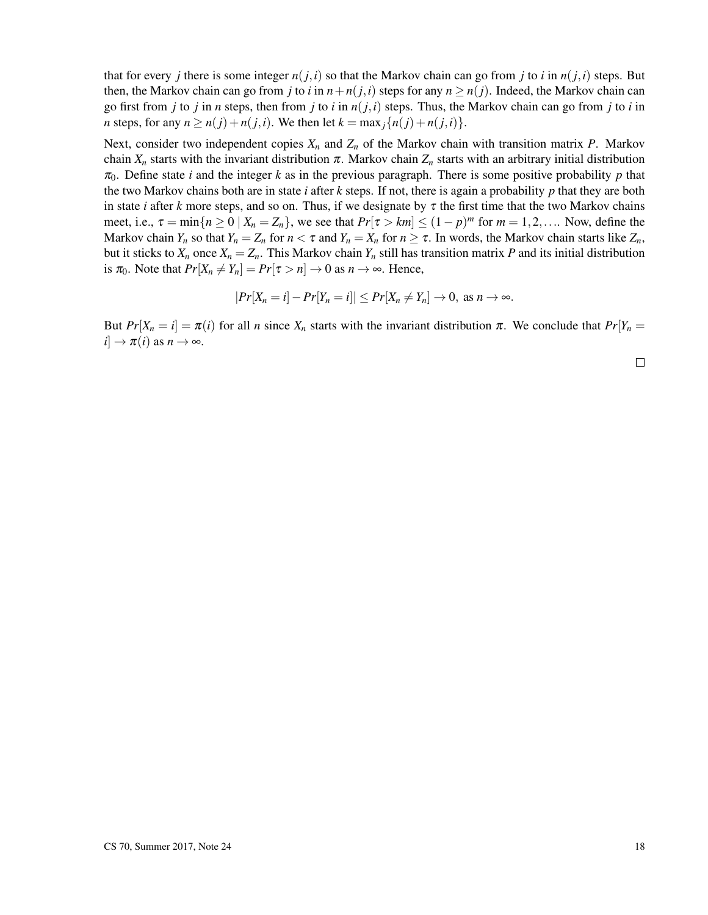that for every $j$ there is some integer $n(j,i)$ so that the Markov chain can go from $j$ to $i$ in $n(j,i)$ steps. But then, the Markov chain can go from $j$ to $i$ in $n + n(j,i)$ steps for any $n \geq n(j)$. Indeed, the Markov chain can go first from $j$ to $j$ in $n$ steps, then from $j$ to $i$ in $n(j,i)$ steps. Thus, the Markov chain can go from $j$ to $i$ in $n$ steps, for any $n \geq n(j) + n(j,i)$. We then let $k = \max_j\{n(j) + n(j,i)\}$.

Next, consider two independent copies $X_n$ and $Z_n$ of the Markov chain with transition matrix $P$. Markov chain $X_n$ starts with the invariant distribution $\pi$. Markov chain $Z_n$ starts with an arbitrary initial distribution $\pi_0$. Define state $i$ and the integer $k$ as in the previous paragraph. There is some positive probability $p$ that the two Markov chains both are in state $i$ after $k$ steps. If not, there is again a probability $p$ that they are both in state $i$ after $k$ more steps, and so on. Thus, if we designate by $\tau$ the first time that the two Markov chains meet, i.e., $\tau = \min\{n \geq 0 \mid X_n = Z_n\}$, we see that $Pr[\tau > km] \leq (1-p)^m$ for $m = 1, 2, \ldots$. Now, define the Markov chain $Y_n$ so that $Y_n = Z_n$ for $n < \tau$ and $Y_n = X_n$ for $n \geq \tau$. In words, the Markov chain starts like $Z_n$, but it sticks to $X_n$ once $X_n = Z_n$. This Markov chain $Y_n$ still has transition matrix $P$ and its initial distribution is $\pi_0$. Note that $Pr[X_n \neq Y_n] = Pr[\tau > n] \to 0$ as $n \to \infty$. Hence,

$$|Pr[X_n = i] - Pr[Y_n = i]| \leq Pr[X_n \neq Y_n] \to 0, \text{ as } n \to \infty.$$

But $Pr[X_n = i] = \pi(i)$ for all $n$ since $X_n$ starts with the invariant distribution $\pi$. We conclude that $Pr[Y_n = i] \to \pi(i)$ as $n \to \infty$.

□